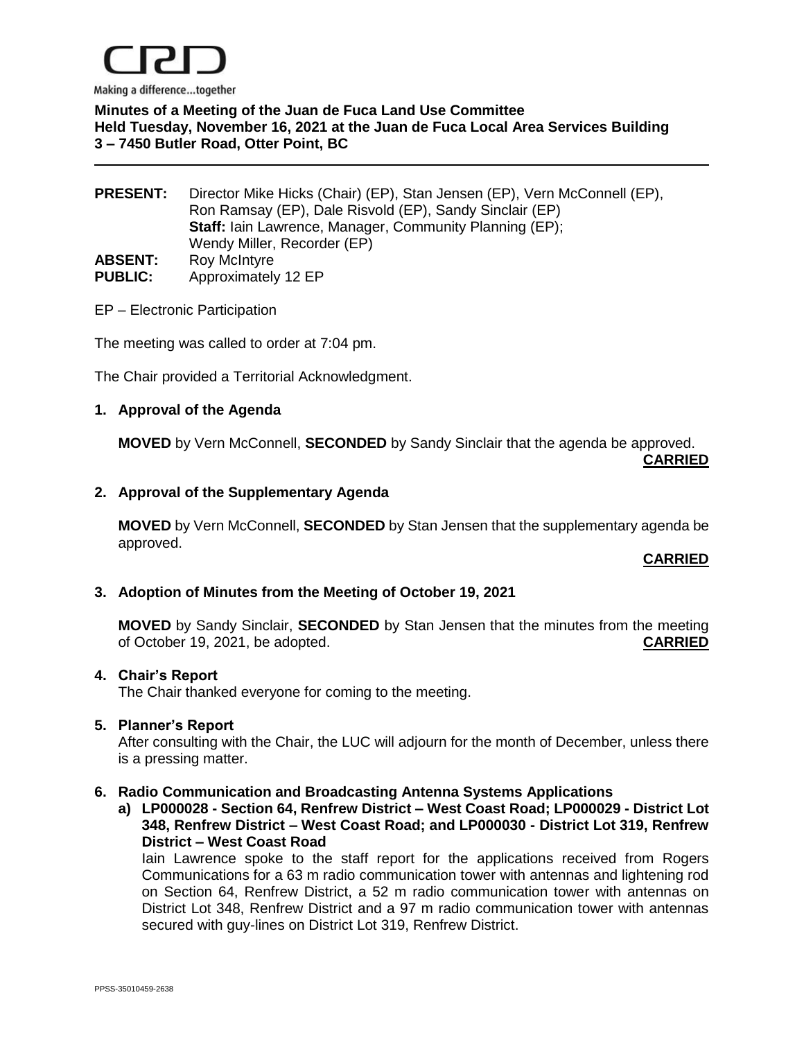CRD

Making a difference...together

**Minutes of a Meeting of the Juan de Fuca Land Use Committee**
**Held Tuesday, November 16, 2021 at the Juan de Fuca Local Area Services Building**
**3 – 7450 Butler Road, Otter Point, BC**

---

**PRESENT:** Director Mike Hicks (Chair) (EP), Stan Jensen (EP), Vern McConnell (EP), Ron Ramsay (EP), Dale Risvold (EP), Sandy Sinclair (EP)
**Staff:** Iain Lawrence, Manager, Community Planning (EP); Wendy Miller, Recorder (EP)
**ABSENT:** Roy McIntyre
**PUBLIC:** Approximately 12 EP

EP – Electronic Participation

The meeting was called to order at 7:04 pm.

The Chair provided a Territorial Acknowledgment.

## 1. Approval of the Agenda

**MOVED** by Vern McConnell, **SECONDED** by Sandy Sinclair that the agenda be approved.
**CARRIED**

## 2. Approval of the Supplementary Agenda

**MOVED** by Vern McConnell, **SECONDED** by Stan Jensen that the supplementary agenda be approved.
**CARRIED**

## 3. Adoption of Minutes from the Meeting of October 19, 2021

**MOVED** by Sandy Sinclair, **SECONDED** by Stan Jensen that the minutes from the meeting of October 19, 2021, be adopted. **CARRIED**

## 4. Chair's Report

The Chair thanked everyone for coming to the meeting.

## 5. Planner's Report

After consulting with the Chair, the LUC will adjourn for the month of December, unless there is a pressing matter.

## 6. Radio Communication and Broadcasting Antenna Systems Applications

**a) LP000028 - Section 64, Renfrew District – West Coast Road; LP000029 - District Lot 348, Renfrew District – West Coast Road; and LP000030 - District Lot 319, Renfrew District – West Coast Road**

Iain Lawrence spoke to the staff report for the applications received from Rogers Communications for a 63 m radio communication tower with antennas and lightening rod on Section 64, Renfrew District, a 52 m radio communication tower with antennas on District Lot 348, Renfrew District and a 97 m radio communication tower with antennas secured with guy-lines on District Lot 319, Renfrew District.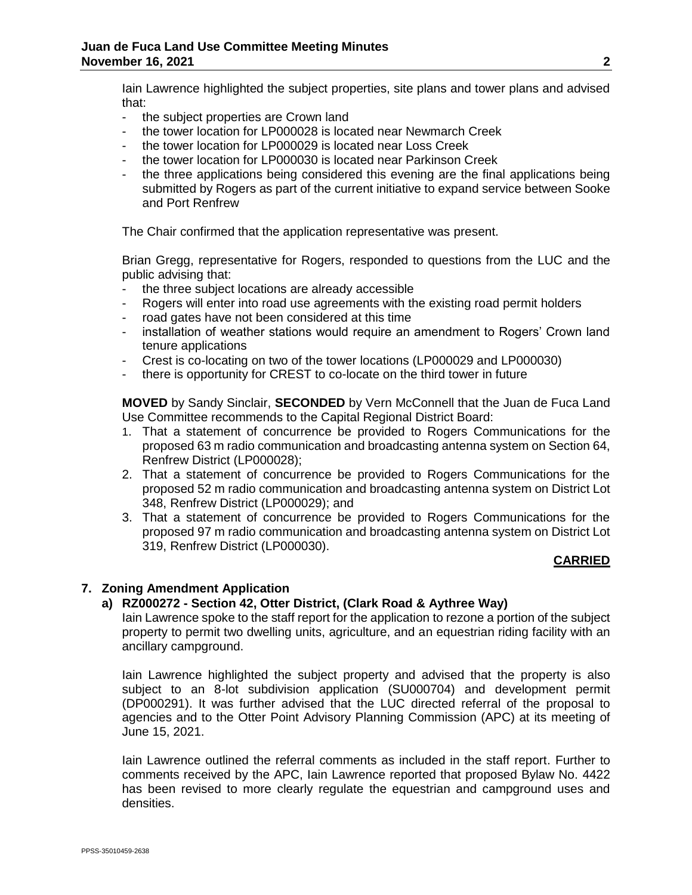Iain Lawrence highlighted the subject properties, site plans and tower plans and advised that:

- the subject properties are Crown land
- the tower location for LP000028 is located near Newmarch Creek
- the tower location for LP000029 is located near Loss Creek
- the tower location for LP000030 is located near Parkinson Creek
- the three applications being considered this evening are the final applications being submitted by Rogers as part of the current initiative to expand service between Sooke and Port Renfrew

The Chair confirmed that the application representative was present.

Brian Gregg, representative for Rogers, responded to questions from the LUC and the public advising that:

- the three subject locations are already accessible
- Rogers will enter into road use agreements with the existing road permit holders
- road gates have not been considered at this time
- installation of weather stations would require an amendment to Rogers' Crown land tenure applications
- Crest is co-locating on two of the tower locations (LP000029 and LP000030)
- there is opportunity for CREST to co-locate on the third tower in future

**MOVED** by Sandy Sinclair, **SECONDED** by Vern McConnell that the Juan de Fuca Land Use Committee recommends to the Capital Regional District Board:

1. That a statement of concurrence be provided to Rogers Communications for the proposed 63 m radio communication and broadcasting antenna system on Section 64, Renfrew District (LP000028);
2. That a statement of concurrence be provided to Rogers Communications for the proposed 52 m radio communication and broadcasting antenna system on District Lot 348, Renfrew District (LP000029); and
3. That a statement of concurrence be provided to Rogers Communications for the proposed 97 m radio communication and broadcasting antenna system on District Lot 319, Renfrew District (LP000030).

**CARRIED**

## 7. Zoning Amendment Application

### a) RZ000272 - Section 42, Otter District, (Clark Road & Aythree Way)

Iain Lawrence spoke to the staff report for the application to rezone a portion of the subject property to permit two dwelling units, agriculture, and an equestrian riding facility with an ancillary campground.

Iain Lawrence highlighted the subject property and advised that the property is also subject to an 8-lot subdivision application (SU000704) and development permit (DP000291). It was further advised that the LUC directed referral of the proposal to agencies and to the Otter Point Advisory Planning Commission (APC) at its meeting of June 15, 2021.

Iain Lawrence outlined the referral comments as included in the staff report. Further to comments received by the APC, Iain Lawrence reported that proposed Bylaw No. 4422 has been revised to more clearly regulate the equestrian and campground uses and densities.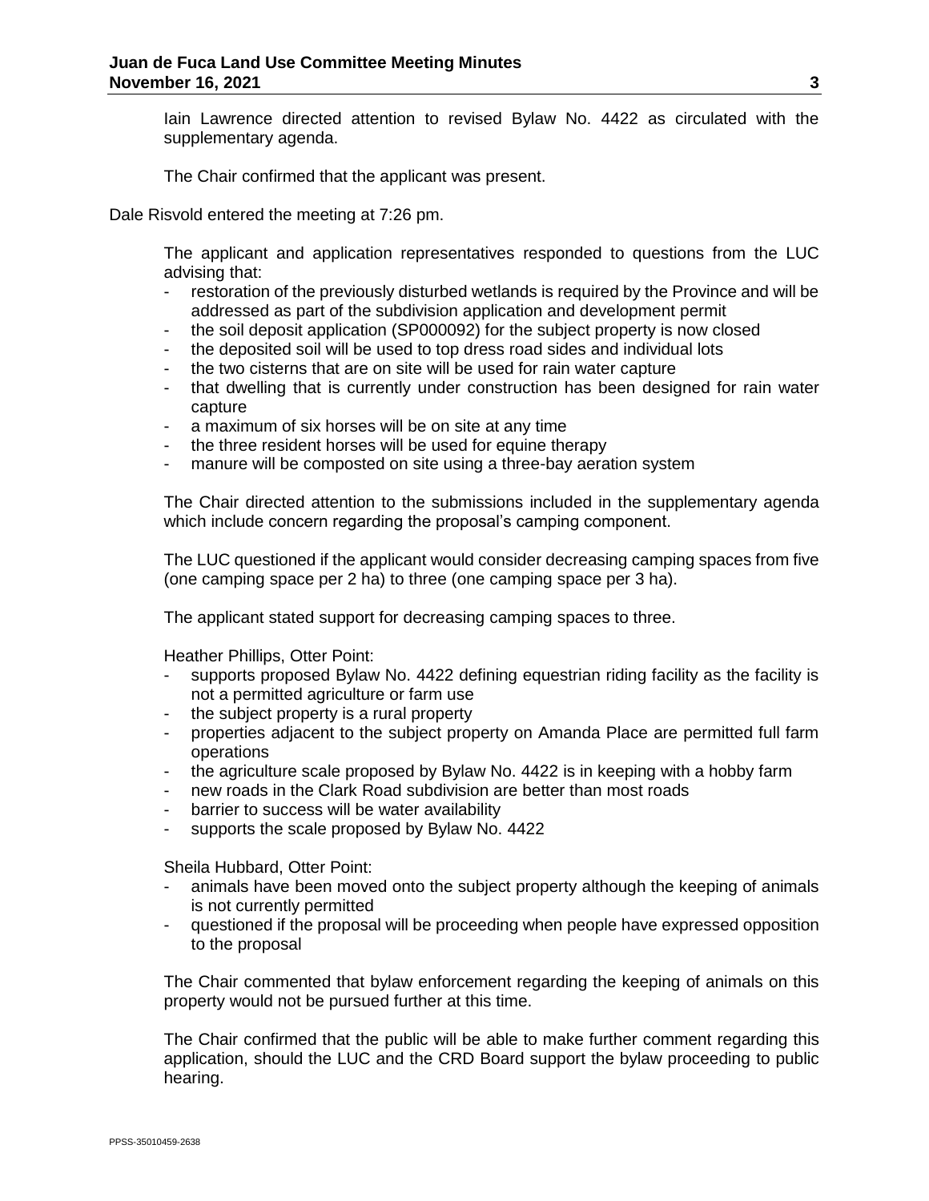Iain Lawrence directed attention to revised Bylaw No. 4422 as circulated with the supplementary agenda.

The Chair confirmed that the applicant was present.

Dale Risvold entered the meeting at 7:26 pm.

The applicant and application representatives responded to questions from the LUC advising that:

- restoration of the previously disturbed wetlands is required by the Province and will be addressed as part of the subdivision application and development permit
- the soil deposit application (SP000092) for the subject property is now closed
- the deposited soil will be used to top dress road sides and individual lots
- the two cisterns that are on site will be used for rain water capture
- that dwelling that is currently under construction has been designed for rain water capture
- a maximum of six horses will be on site at any time
- the three resident horses will be used for equine therapy
- manure will be composted on site using a three-bay aeration system

The Chair directed attention to the submissions included in the supplementary agenda which include concern regarding the proposal's camping component.

The LUC questioned if the applicant would consider decreasing camping spaces from five (one camping space per 2 ha) to three (one camping space per 3 ha).

The applicant stated support for decreasing camping spaces to three.

Heather Phillips, Otter Point:

- supports proposed Bylaw No. 4422 defining equestrian riding facility as the facility is not a permitted agriculture or farm use
- the subject property is a rural property
- properties adjacent to the subject property on Amanda Place are permitted full farm operations
- the agriculture scale proposed by Bylaw No. 4422 is in keeping with a hobby farm
- new roads in the Clark Road subdivision are better than most roads
- barrier to success will be water availability
- supports the scale proposed by Bylaw No. 4422

Sheila Hubbard, Otter Point:

- animals have been moved onto the subject property although the keeping of animals is not currently permitted
- questioned if the proposal will be proceeding when people have expressed opposition to the proposal

The Chair commented that bylaw enforcement regarding the keeping of animals on this property would not be pursued further at this time.

The Chair confirmed that the public will be able to make further comment regarding this application, should the LUC and the CRD Board support the bylaw proceeding to public hearing.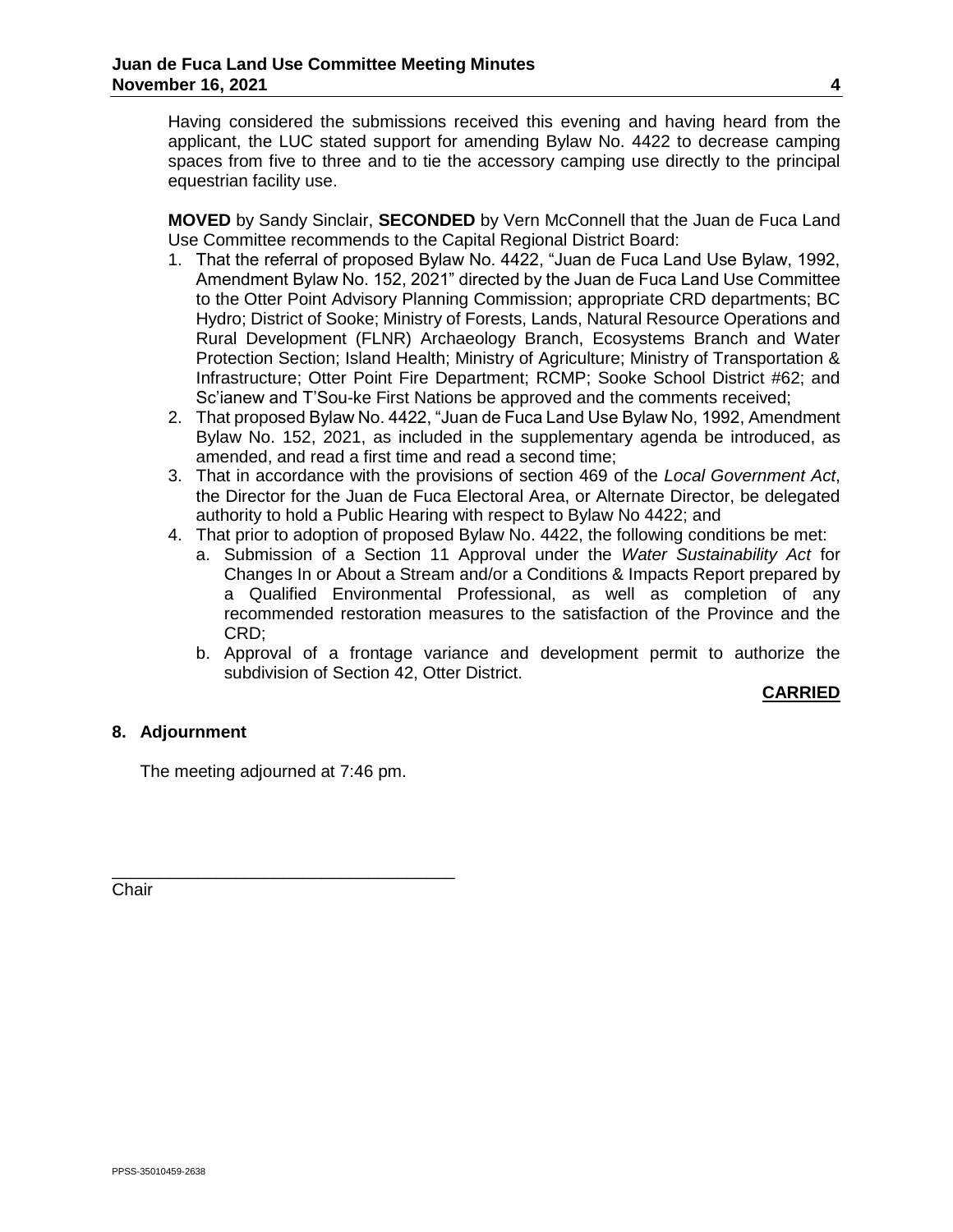Having considered the submissions received this evening and having heard from the applicant, the LUC stated support for amending Bylaw No. 4422 to decrease camping spaces from five to three and to tie the accessory camping use directly to the principal equestrian facility use.

**MOVED** by Sandy Sinclair, **SECONDED** by Vern McConnell that the Juan de Fuca Land Use Committee recommends to the Capital Regional District Board:

1. That the referral of proposed Bylaw No. 4422, "Juan de Fuca Land Use Bylaw, 1992, Amendment Bylaw No. 152, 2021" directed by the Juan de Fuca Land Use Committee to the Otter Point Advisory Planning Commission; appropriate CRD departments; BC Hydro; District of Sooke; Ministry of Forests, Lands, Natural Resource Operations and Rural Development (FLNR) Archaeology Branch, Ecosystems Branch and Water Protection Section; Island Health; Ministry of Agriculture; Ministry of Transportation & Infrastructure; Otter Point Fire Department; RCMP; Sooke School District #62; and Sc'ianew and T'Sou-ke First Nations be approved and the comments received;
2. That proposed Bylaw No. 4422, "Juan de Fuca Land Use Bylaw No, 1992, Amendment Bylaw No. 152, 2021, as included in the supplementary agenda be introduced, as amended, and read a first time and read a second time;
3. That in accordance with the provisions of section 469 of the *Local Government Act*, the Director for the Juan de Fuca Electoral Area, or Alternate Director, be delegated authority to hold a Public Hearing with respect to Bylaw No 4422; and
4. That prior to adoption of proposed Bylaw No. 4422, the following conditions be met:
   a. Submission of a Section 11 Approval under the *Water Sustainability Act* for Changes In or About a Stream and/or a Conditions & Impacts Report prepared by a Qualified Environmental Professional, as well as completion of any recommended restoration measures to the satisfaction of the Province and the CRD;
   b. Approval of a frontage variance and development permit to authorize the subdivision of Section 42, Otter District.

**CARRIED**

## 8. Adjournment

The meeting adjourned at 7:46 pm.

___________________________________
Chair